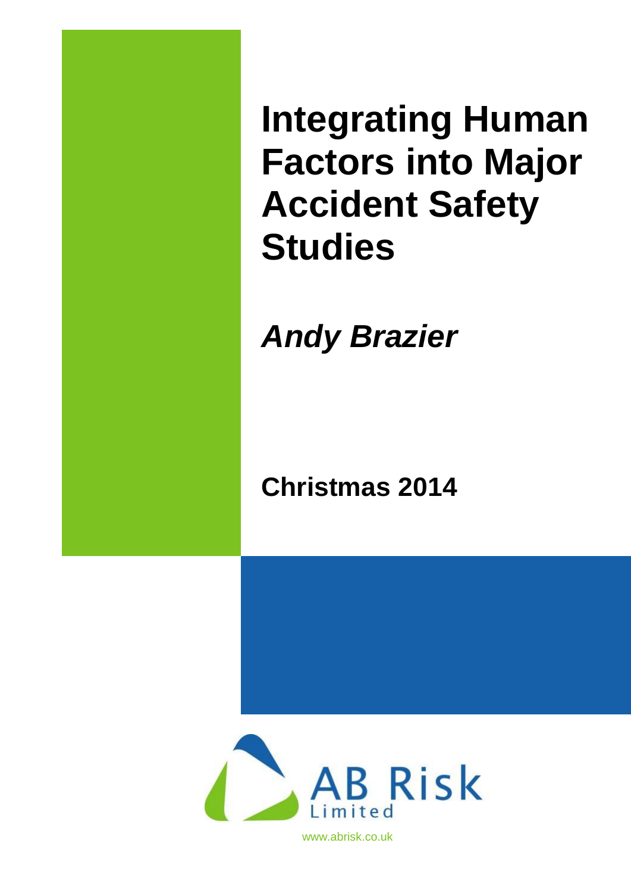# Integrating Human Factors into Major Accident Safety Studies

***Andy Brazier***

**Christmas 2014**

AB Risk Limited

www.abrisk.co.uk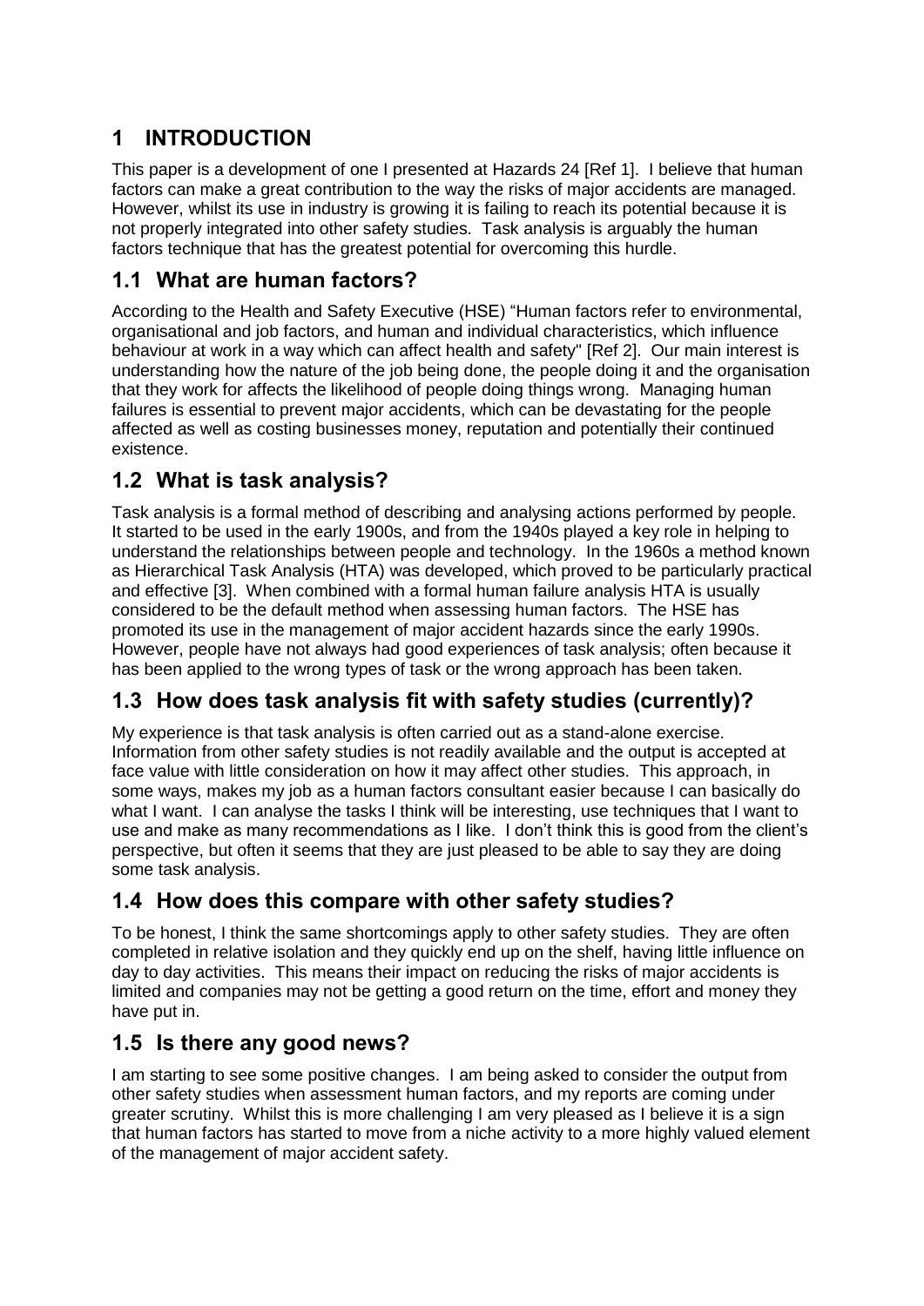# 1 INTRODUCTION

This paper is a development of one I presented at Hazards 24 [Ref 1]. I believe that human factors can make a great contribution to the way the risks of major accidents are managed. However, whilst its use in industry is growing it is failing to reach its potential because it is not properly integrated into other safety studies. Task analysis is arguably the human factors technique that has the greatest potential for overcoming this hurdle.

## 1.1 What are human factors?

According to the Health and Safety Executive (HSE) "Human factors refer to environmental, organisational and job factors, and human and individual characteristics, which influence behaviour at work in a way which can affect health and safety" [Ref 2]. Our main interest is understanding how the nature of the job being done, the people doing it and the organisation that they work for affects the likelihood of people doing things wrong. Managing human failures is essential to prevent major accidents, which can be devastating for the people affected as well as costing businesses money, reputation and potentially their continued existence.

## 1.2 What is task analysis?

Task analysis is a formal method of describing and analysing actions performed by people. It started to be used in the early 1900s, and from the 1940s played a key role in helping to understand the relationships between people and technology. In the 1960s a method known as Hierarchical Task Analysis (HTA) was developed, which proved to be particularly practical and effective [3]. When combined with a formal human failure analysis HTA is usually considered to be the default method when assessing human factors. The HSE has promoted its use in the management of major accident hazards since the early 1990s. However, people have not always had good experiences of task analysis; often because it has been applied to the wrong types of task or the wrong approach has been taken.

## 1.3 How does task analysis fit with safety studies (currently)?

My experience is that task analysis is often carried out as a stand-alone exercise. Information from other safety studies is not readily available and the output is accepted at face value with little consideration on how it may affect other studies. This approach, in some ways, makes my job as a human factors consultant easier because I can basically do what I want. I can analyse the tasks I think will be interesting, use techniques that I want to use and make as many recommendations as I like. I don't think this is good from the client's perspective, but often it seems that they are just pleased to be able to say they are doing some task analysis.

## 1.4 How does this compare with other safety studies?

To be honest, I think the same shortcomings apply to other safety studies. They are often completed in relative isolation and they quickly end up on the shelf, having little influence on day to day activities. This means their impact on reducing the risks of major accidents is limited and companies may not be getting a good return on the time, effort and money they have put in.

## 1.5 Is there any good news?

I am starting to see some positive changes. I am being asked to consider the output from other safety studies when assessment human factors, and my reports are coming under greater scrutiny. Whilst this is more challenging I am very pleased as I believe it is a sign that human factors has started to move from a niche activity to a more highly valued element of the management of major accident safety.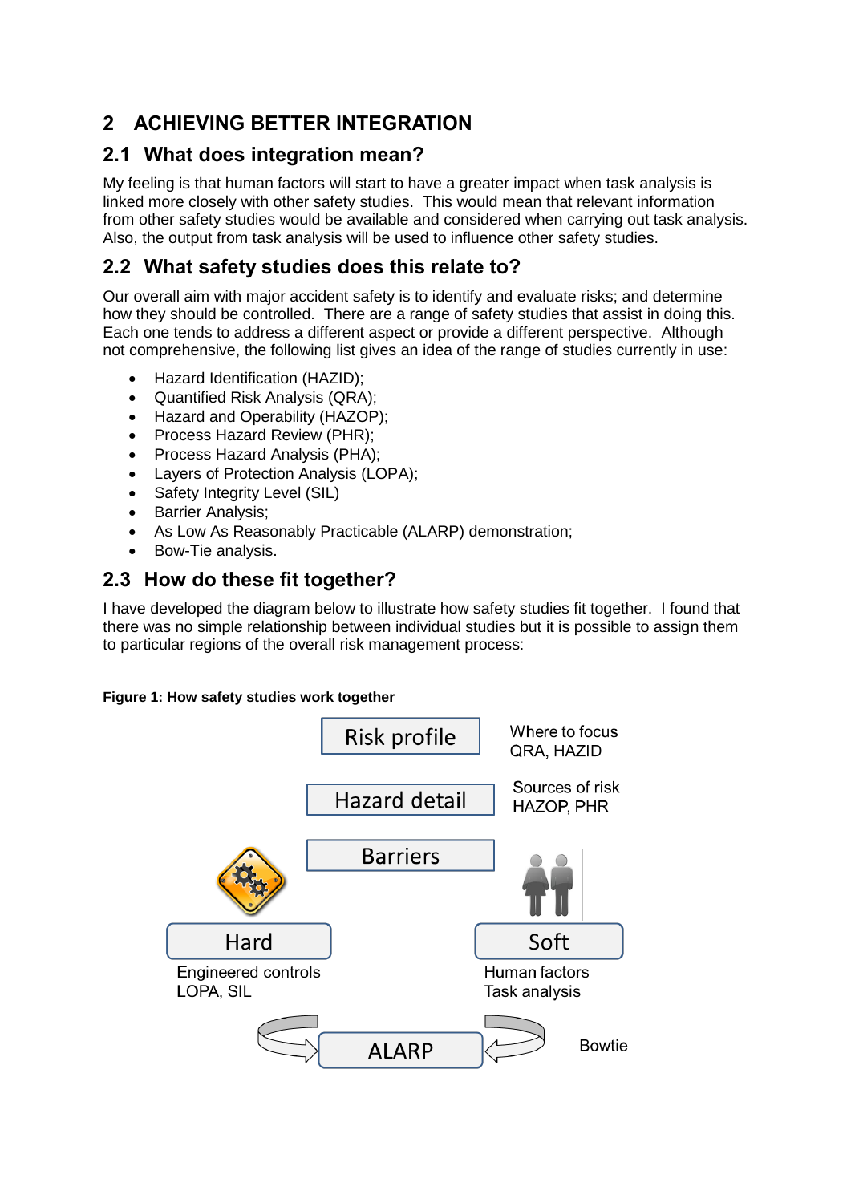# 2 ACHIEVING BETTER INTEGRATION

## 2.1 What does integration mean?

My feeling is that human factors will start to have a greater impact when task analysis is linked more closely with other safety studies. This would mean that relevant information from other safety studies would be available and considered when carrying out task analysis. Also, the output from task analysis will be used to influence other safety studies.

## 2.2 What safety studies does this relate to?

Our overall aim with major accident safety is to identify and evaluate risks; and determine how they should be controlled. There are a range of safety studies that assist in doing this. Each one tends to address a different aspect or provide a different perspective. Although not comprehensive, the following list gives an idea of the range of studies currently in use:

- Hazard Identification (HAZID);
- Quantified Risk Analysis (QRA);
- Hazard and Operability (HAZOP);
- Process Hazard Review (PHR);
- Process Hazard Analysis (PHA);
- Layers of Protection Analysis (LOPA);
- Safety Integrity Level (SIL)
- Barrier Analysis;
- As Low As Reasonably Practicable (ALARP) demonstration;
- Bow-Tie analysis.

## 2.3 How do these fit together?

I have developed the diagram below to illustrate how safety studies fit together. I found that there was no simple relationship between individual studies but it is possible to assign them to particular regions of the overall risk management process:

**Figure 1: How safety studies work together**

Risk profile — Where to focus — QRA, HAZID

Hazard detail — Sources of risk — HAZOP, PHR

Barriers

Hard — Engineered controls — LOPA, SIL

Soft — Human factors — Task analysis

ALARP — Bowtie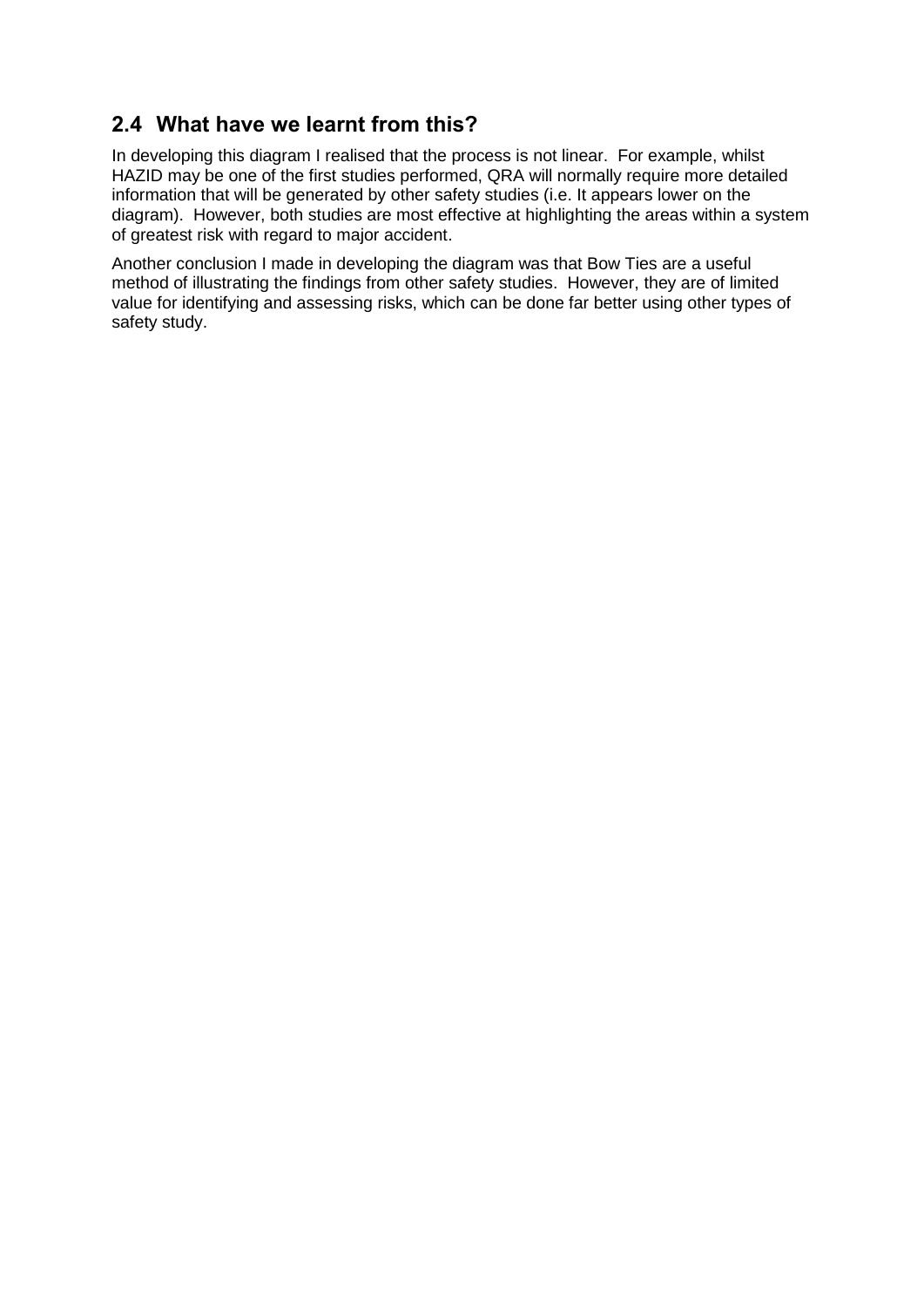## 2.4 What have we learnt from this?

In developing this diagram I realised that the process is not linear. For example, whilst HAZID may be one of the first studies performed, QRA will normally require more detailed information that will be generated by other safety studies (i.e. It appears lower on the diagram). However, both studies are most effective at highlighting the areas within a system of greatest risk with regard to major accident.

Another conclusion I made in developing the diagram was that Bow Ties are a useful method of illustrating the findings from other safety studies. However, they are of limited value for identifying and assessing risks, which can be done far better using other types of safety study.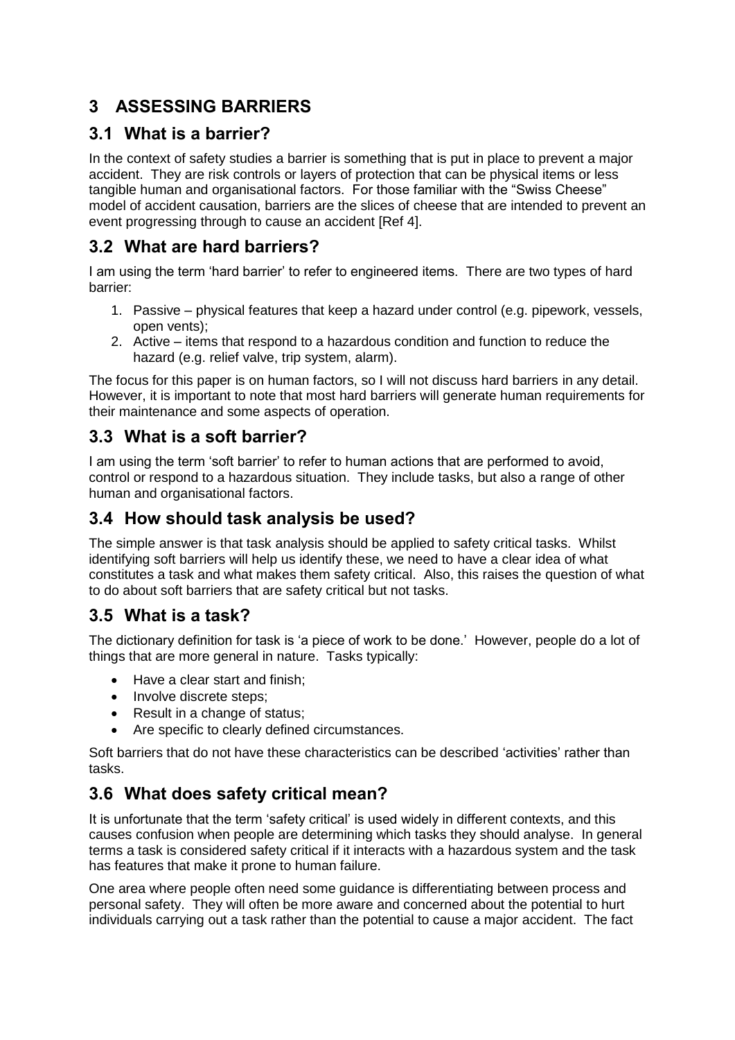# 3 ASSESSING BARRIERS

## 3.1 What is a barrier?

In the context of safety studies a barrier is something that is put in place to prevent a major accident. They are risk controls or layers of protection that can be physical items or less tangible human and organisational factors. For those familiar with the "Swiss Cheese" model of accident causation, barriers are the slices of cheese that are intended to prevent an event progressing through to cause an accident [Ref 4].

## 3.2 What are hard barriers?

I am using the term 'hard barrier' to refer to engineered items. There are two types of hard barrier:

1. Passive – physical features that keep a hazard under control (e.g. pipework, vessels, open vents);
2. Active – items that respond to a hazardous condition and function to reduce the hazard (e.g. relief valve, trip system, alarm).

The focus for this paper is on human factors, so I will not discuss hard barriers in any detail. However, it is important to note that most hard barriers will generate human requirements for their maintenance and some aspects of operation.

## 3.3 What is a soft barrier?

I am using the term 'soft barrier' to refer to human actions that are performed to avoid, control or respond to a hazardous situation. They include tasks, but also a range of other human and organisational factors.

## 3.4 How should task analysis be used?

The simple answer is that task analysis should be applied to safety critical tasks. Whilst identifying soft barriers will help us identify these, we need to have a clear idea of what constitutes a task and what makes them safety critical. Also, this raises the question of what to do about soft barriers that are safety critical but not tasks.

## 3.5 What is a task?

The dictionary definition for task is 'a piece of work to be done.' However, people do a lot of things that are more general in nature. Tasks typically:

- Have a clear start and finish;
- Involve discrete steps;
- Result in a change of status;
- Are specific to clearly defined circumstances.

Soft barriers that do not have these characteristics can be described 'activities' rather than tasks.

## 3.6 What does safety critical mean?

It is unfortunate that the term 'safety critical' is used widely in different contexts, and this causes confusion when people are determining which tasks they should analyse. In general terms a task is considered safety critical if it interacts with a hazardous system and the task has features that make it prone to human failure.

One area where people often need some guidance is differentiating between process and personal safety. They will often be more aware and concerned about the potential to hurt individuals carrying out a task rather than the potential to cause a major accident. The fact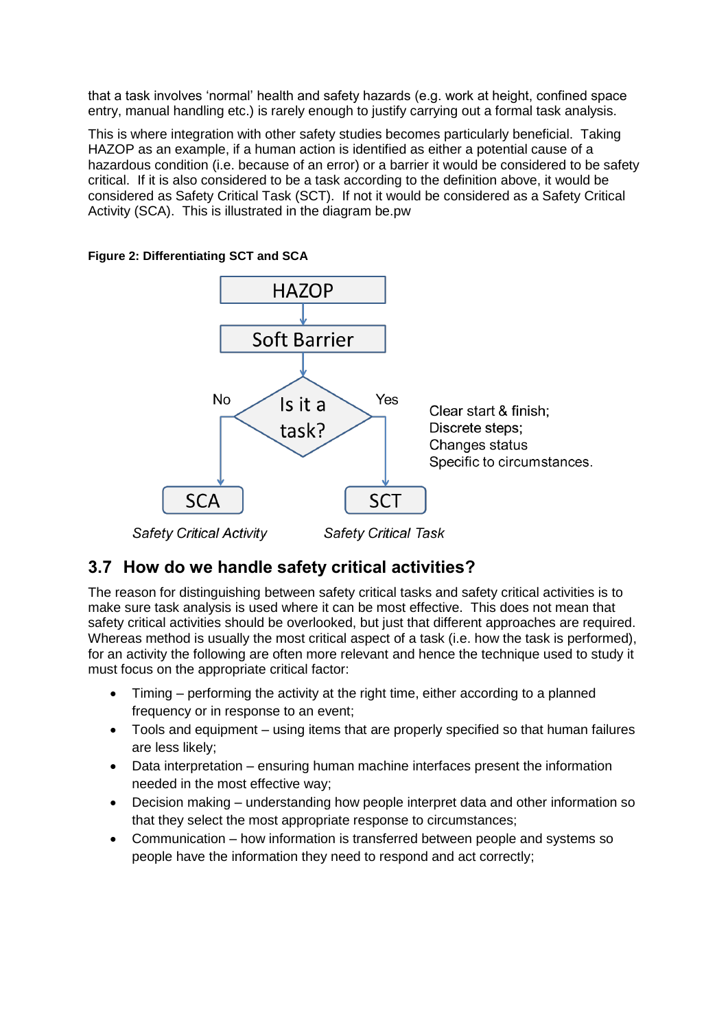that a task involves 'normal' health and safety hazards (e.g. work at height, confined space entry, manual handling etc.) is rarely enough to justify carrying out a formal task analysis.

This is where integration with other safety studies becomes particularly beneficial. Taking HAZOP as an example, if a human action is identified as either a potential cause of a hazardous condition (i.e. because of an error) or a barrier it would be considered to be safety critical. If it is also considered to be a task according to the definition above, it would be considered as Safety Critical Task (SCT). If not it would be considered as a Safety Critical Activity (SCA). This is illustrated in the diagram be.pw

**Figure 2: Differentiating SCT and SCA**

HAZOP

Soft Barrier

Is it a task?

No → SCA (*Safety Critical Activity*)

Yes → SCT (*Safety Critical Task*)

Clear start & finish;
Discrete steps;
Changes status
Specific to circumstances.

## 3.7 How do we handle safety critical activities?

The reason for distinguishing between safety critical tasks and safety critical activities is to make sure task analysis is used where it can be most effective. This does not mean that safety critical activities should be overlooked, but just that different approaches are required. Whereas method is usually the most critical aspect of a task (i.e. how the task is performed), for an activity the following are often more relevant and hence the technique used to study it must focus on the appropriate critical factor:

- Timing – performing the activity at the right time, either according to a planned frequency or in response to an event;
- Tools and equipment – using items that are properly specified so that human failures are less likely;
- Data interpretation – ensuring human machine interfaces present the information needed in the most effective way;
- Decision making – understanding how people interpret data and other information so that they select the most appropriate response to circumstances;
- Communication – how information is transferred between people and systems so people have the information they need to respond and act correctly;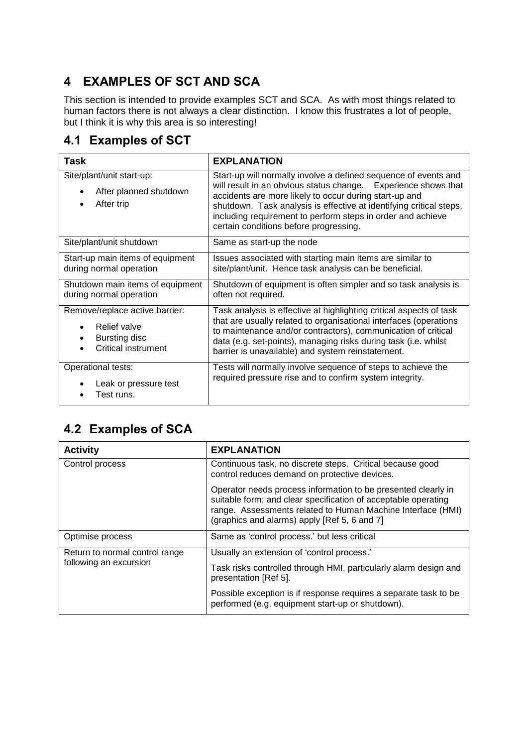# 4 EXAMPLES OF SCT AND SCA

This section is intended to provide examples SCT and SCA. As with most things related to human factors there is not always a clear distinction. I know this frustrates a lot of people, but I think it is why this area is so interesting!

## 4.1 Examples of SCT

| Task | EXPLANATION |
|---|---|
| Site/plant/unit start-up:<br>• After planned shutdown<br>• After trip | Start-up will normally involve a defined sequence of events and will result in an obvious status change. Experience shows that accidents are more likely to occur during start-up and shutdown. Task analysis is effective at identifying critical steps, including requirement to perform steps in order and achieve certain conditions before progressing. |
| Site/plant/unit shutdown | Same as start-up the node |
| Start-up main items of equipment during normal operation | Issues associated with starting main items are similar to site/plant/unit. Hence task analysis can be beneficial. |
| Shutdown main items of equipment during normal operation | Shutdown of equipment is often simpler and so task analysis is often not required. |
| Remove/replace active barrier:<br>• Relief valve<br>• Bursting disc<br>• Critical instrument | Task analysis is effective at highlighting critical aspects of task that are usually related to organisational interfaces (operations to maintenance and/or contractors), communication of critical data (e.g. set-points), managing risks during task (i.e. whilst barrier is unavailable) and system reinstatement. |
| Operational tests:<br>• Leak or pressure test<br>• Test runs. | Tests will normally involve sequence of steps to achieve the required pressure rise and to confirm system integrity. |

## 4.2 Examples of SCA

| Activity | EXPLANATION |
|---|---|
| Control process | Continuous task, no discrete steps. Critical because good control reduces demand on protective devices.<br><br>Operator needs process information to be presented clearly in suitable form; and clear specification of acceptable operating range. Assessments related to Human Machine Interface (HMI) (graphics and alarms) apply [Ref 5, 6 and 7] |
| Optimise process | Same as 'control process.' but less critical |
| Return to normal control range following an excursion | Usually an extension of 'control process.'<br><br>Task risks controlled through HMI, particularly alarm design and presentation [Ref 5].<br><br>Possible exception is if response requires a separate task to be performed (e.g. equipment start-up or shutdown). |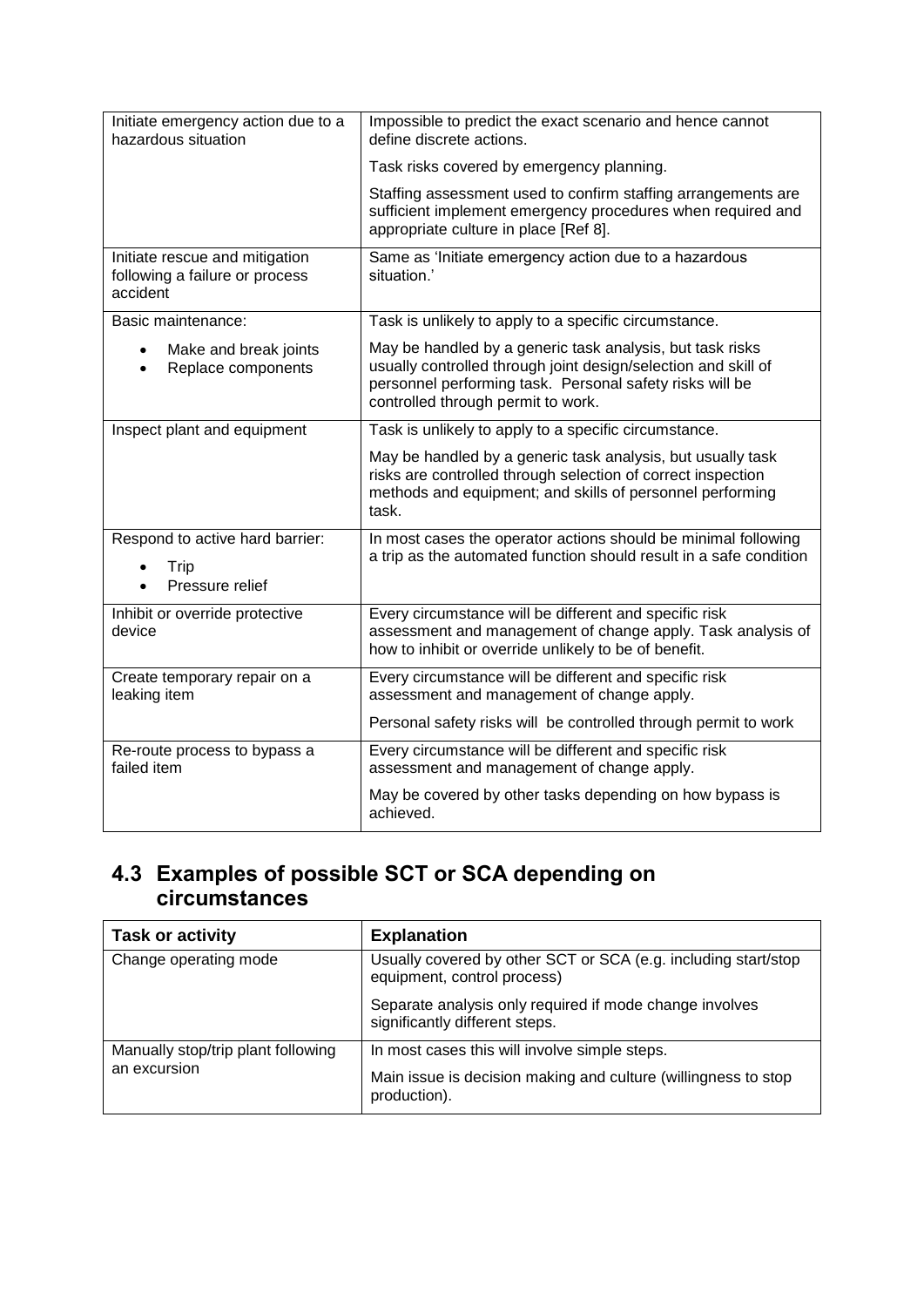| | |
|---|---|
| Initiate emergency action due to a hazardous situation | Impossible to predict the exact scenario and hence cannot define discrete actions.<br><br>Task risks covered by emergency planning.<br><br>Staffing assessment used to confirm staffing arrangements are sufficient implement emergency procedures when required and appropriate culture in place [Ref 8]. |
| Initiate rescue and mitigation following a failure or process accident | Same as 'Initiate emergency action due to a hazardous situation.' |
| Basic maintenance:<br>• Make and break joints<br>• Replace components | Task is unlikely to apply to a specific circumstance.<br><br>May be handled by a generic task analysis, but task risks usually controlled through joint design/selection and skill of personnel performing task. Personal safety risks will be controlled through permit to work. |
| Inspect plant and equipment | Task is unlikely to apply to a specific circumstance.<br><br>May be handled by a generic task analysis, but usually task risks are controlled through selection of correct inspection methods and equipment; and skills of personnel performing task. |
| Respond to active hard barrier:<br>• Trip<br>• Pressure relief | In most cases the operator actions should be minimal following a trip as the automated function should result in a safe condition |
| Inhibit or override protective device | Every circumstance will be different and specific risk assessment and management of change apply. Task analysis of how to inhibit or override unlikely to be of benefit. |
| Create temporary repair on a leaking item | Every circumstance will be different and specific risk assessment and management of change apply.<br><br>Personal safety risks will be controlled through permit to work |
| Re-route process to bypass a failed item | Every circumstance will be different and specific risk assessment and management of change apply.<br><br>May be covered by other tasks depending on how bypass is achieved. |

## 4.3 Examples of possible SCT or SCA depending on circumstances

| **Task or activity** | **Explanation** |
|---|---|
| Change operating mode | Usually covered by other SCT or SCA (e.g. including start/stop equipment, control process)<br><br>Separate analysis only required if mode change involves significantly different steps. |
| Manually stop/trip plant following an excursion | In most cases this will involve simple steps.<br><br>Main issue is decision making and culture (willingness to stop production). |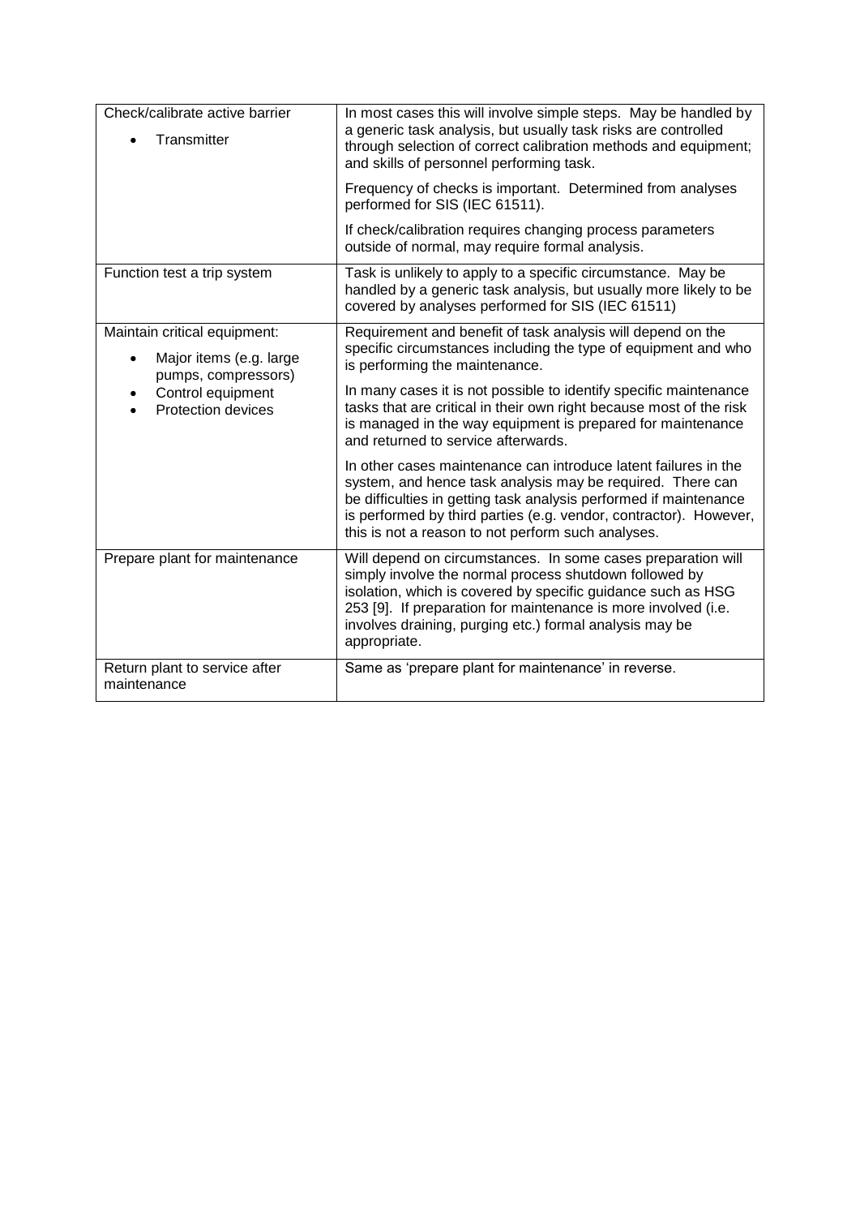| | |
|---|---|
| Check/calibrate active barrier<br>• Transmitter | In most cases this will involve simple steps. May be handled by a generic task analysis, but usually task risks are controlled through selection of correct calibration methods and equipment; and skills of personnel performing task.<br><br>Frequency of checks is important. Determined from analyses performed for SIS (IEC 61511).<br><br>If check/calibration requires changing process parameters outside of normal, may require formal analysis. |
| Function test a trip system | Task is unlikely to apply to a specific circumstance. May be handled by a generic task analysis, but usually more likely to be covered by analyses performed for SIS (IEC 61511) |
| Maintain critical equipment:<br>• Major items (e.g. large pumps, compressors)<br>• Control equipment<br>• Protection devices | Requirement and benefit of task analysis will depend on the specific circumstances including the type of equipment and who is performing the maintenance.<br><br>In many cases it is not possible to identify specific maintenance tasks that are critical in their own right because most of the risk is managed in the way equipment is prepared for maintenance and returned to service afterwards.<br><br>In other cases maintenance can introduce latent failures in the system, and hence task analysis may be required. There can be difficulties in getting task analysis performed if maintenance is performed by third parties (e.g. vendor, contractor). However, this is not a reason to not perform such analyses. |
| Prepare plant for maintenance | Will depend on circumstances. In some cases preparation will simply involve the normal process shutdown followed by isolation, which is covered by specific guidance such as HSG 253 [9]. If preparation for maintenance is more involved (i.e. involves draining, purging etc.) formal analysis may be appropriate. |
| Return plant to service after maintenance | Same as 'prepare plant for maintenance' in reverse. |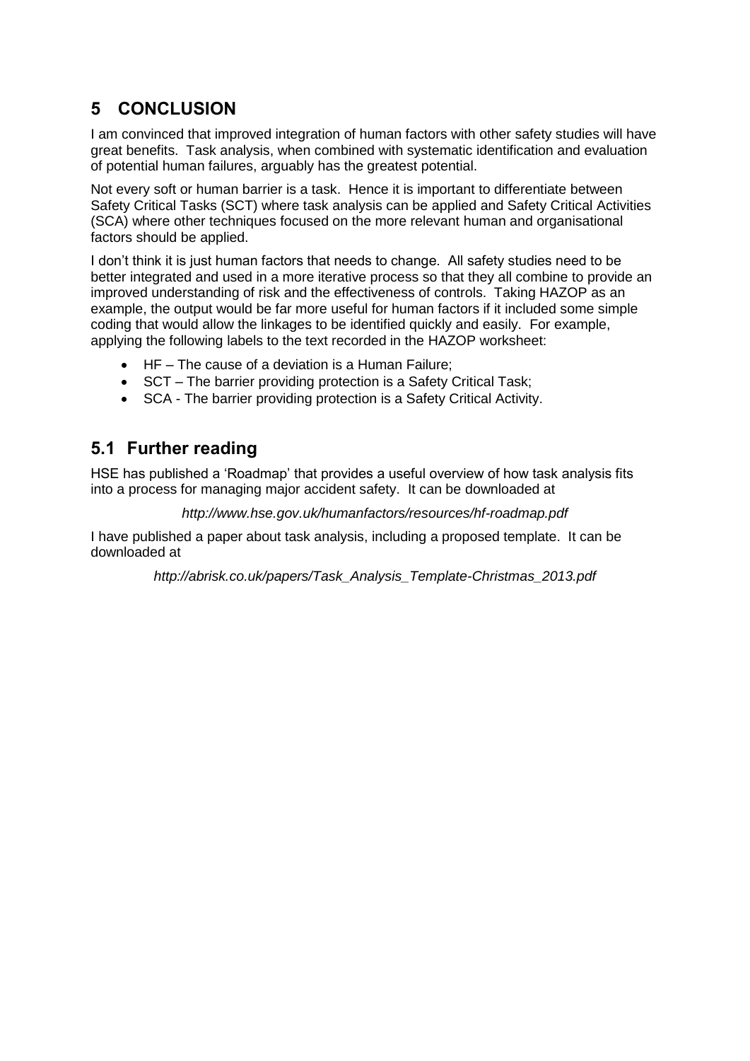# 5 CONCLUSION

I am convinced that improved integration of human factors with other safety studies will have great benefits. Task analysis, when combined with systematic identification and evaluation of potential human failures, arguably has the greatest potential.

Not every soft or human barrier is a task. Hence it is important to differentiate between Safety Critical Tasks (SCT) where task analysis can be applied and Safety Critical Activities (SCA) where other techniques focused on the more relevant human and organisational factors should be applied.

I don't think it is just human factors that needs to change. All safety studies need to be better integrated and used in a more iterative process so that they all combine to provide an improved understanding of risk and the effectiveness of controls. Taking HAZOP as an example, the output would be far more useful for human factors if it included some simple coding that would allow the linkages to be identified quickly and easily. For example, applying the following labels to the text recorded in the HAZOP worksheet:

- HF – The cause of a deviation is a Human Failure;
- SCT – The barrier providing protection is a Safety Critical Task;
- SCA - The barrier providing protection is a Safety Critical Activity.

## 5.1 Further reading

HSE has published a 'Roadmap' that provides a useful overview of how task analysis fits into a process for managing major accident safety. It can be downloaded at

*http://www.hse.gov.uk/humanfactors/resources/hf-roadmap.pdf*

I have published a paper about task analysis, including a proposed template. It can be downloaded at

*http://abrisk.co.uk/papers/Task_Analysis_Template-Christmas_2013.pdf*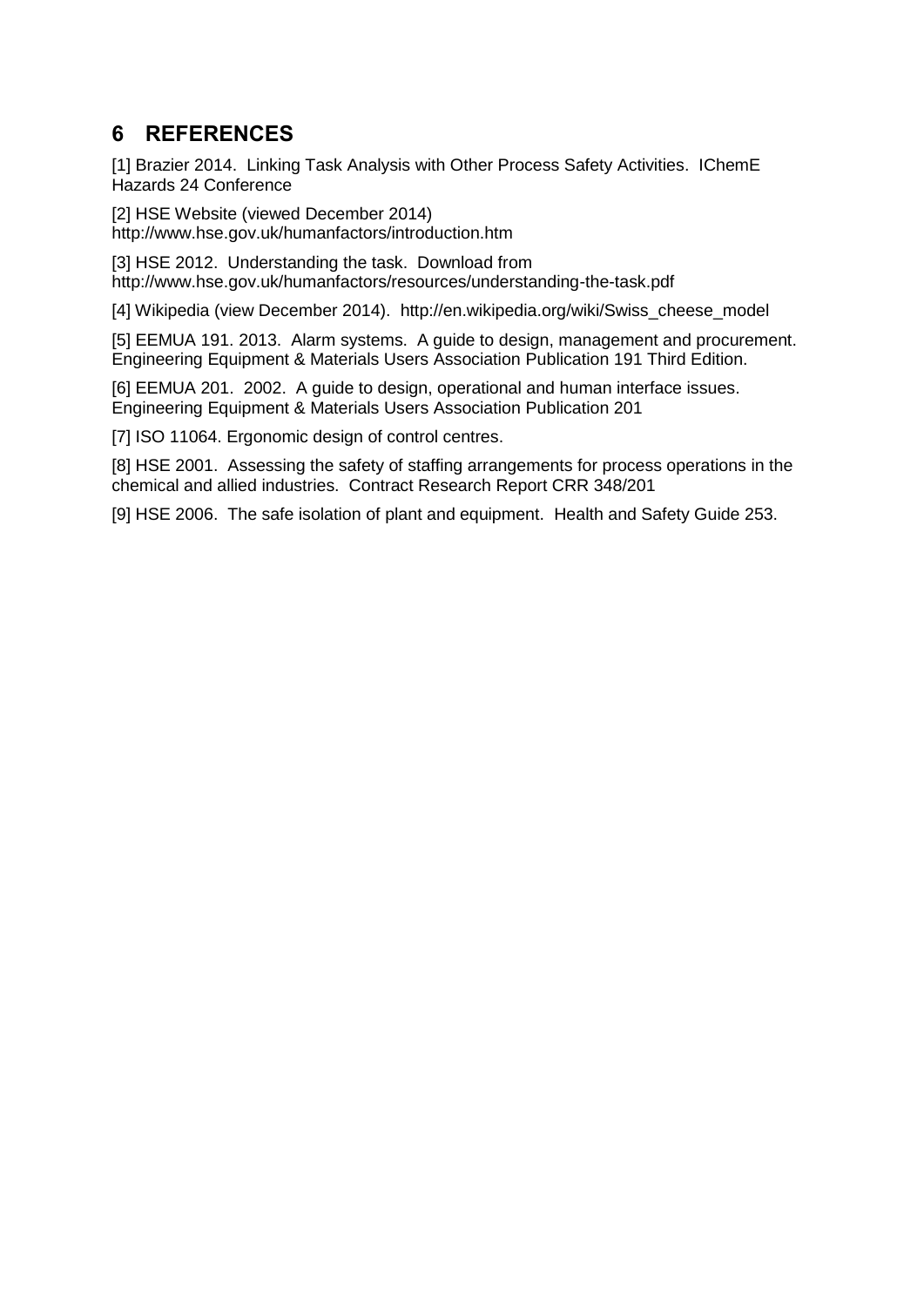## 6 REFERENCES

[1] Brazier 2014. Linking Task Analysis with Other Process Safety Activities. IChemE Hazards 24 Conference

[2] HSE Website (viewed December 2014) http://www.hse.gov.uk/humanfactors/introduction.htm

[3] HSE 2012. Understanding the task. Download from http://www.hse.gov.uk/humanfactors/resources/understanding-the-task.pdf

[4] Wikipedia (view December 2014). http://en.wikipedia.org/wiki/Swiss_cheese_model

[5] EEMUA 191. 2013. Alarm systems. A guide to design, management and procurement. Engineering Equipment & Materials Users Association Publication 191 Third Edition.

[6] EEMUA 201. 2002. A guide to design, operational and human interface issues. Engineering Equipment & Materials Users Association Publication 201

[7] ISO 11064. Ergonomic design of control centres.

[8] HSE 2001. Assessing the safety of staffing arrangements for process operations in the chemical and allied industries. Contract Research Report CRR 348/201

[9] HSE 2006. The safe isolation of plant and equipment. Health and Safety Guide 253.